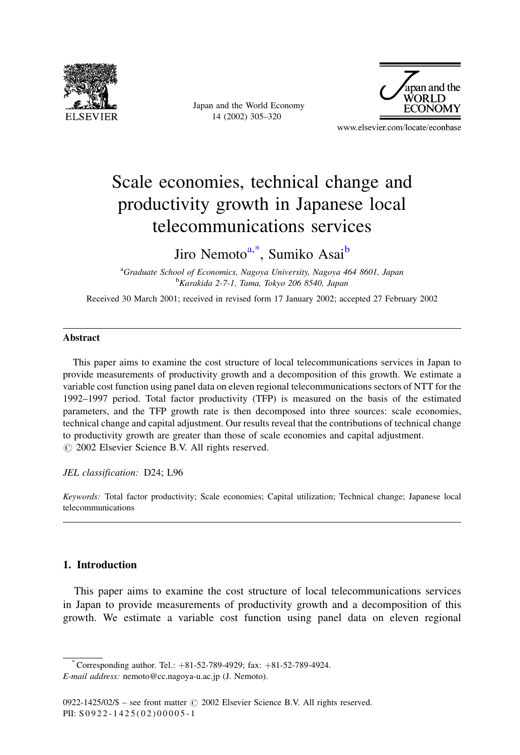# Scale economies, technical change and productivity growth in Japanese local telecommunications services

Jiro Nemoto[a,*], Sumiko Asai[b]

[a] *Graduate School of Economics, Nagoya University, Nagoya 464 8601, Japan*
[b] *Karakida 2-7-1, Tama, Tokyo 206 8540, Japan*

Received 30 March 2001; received in revised form 17 January 2002; accepted 27 February 2002

## Abstract

This paper aims to examine the cost structure of local telecommunications services in Japan to provide measurements of productivity growth and a decomposition of this growth. We estimate a variable cost function using panel data on eleven regional telecommunications sectors of NTT for the 1992–1997 period. Total factor productivity (TFP) is measured on the basis of the estimated parameters, and the TFP growth rate is then decomposed into three sources: scale economies, technical change and capital adjustment. Our results reveal that the contributions of technical change to productivity growth are greater than those of scale economies and capital adjustment.
© 2002 Elsevier Science B.V. All rights reserved.

*JEL classification:* D24; L96

*Keywords:* Total factor productivity; Scale economies; Capital utilization; Technical change; Japanese local telecommunications

## 1. Introduction

This paper aims to examine the cost structure of local telecommunications services in Japan to provide measurements of productivity growth and a decomposition of this growth. We estimate a variable cost function using panel data on eleven regional

---

* Corresponding author. Tel.: +81-52-789-4929; fax: +81-52-789-4924.
*E-mail address:* nemoto@cc.nagoya-u.ac.jp (J. Nemoto).

0922-1425/02/$ – see front matter © 2002 Elsevier Science B.V. All rights reserved.
PII: S0922-1425(02)00005-1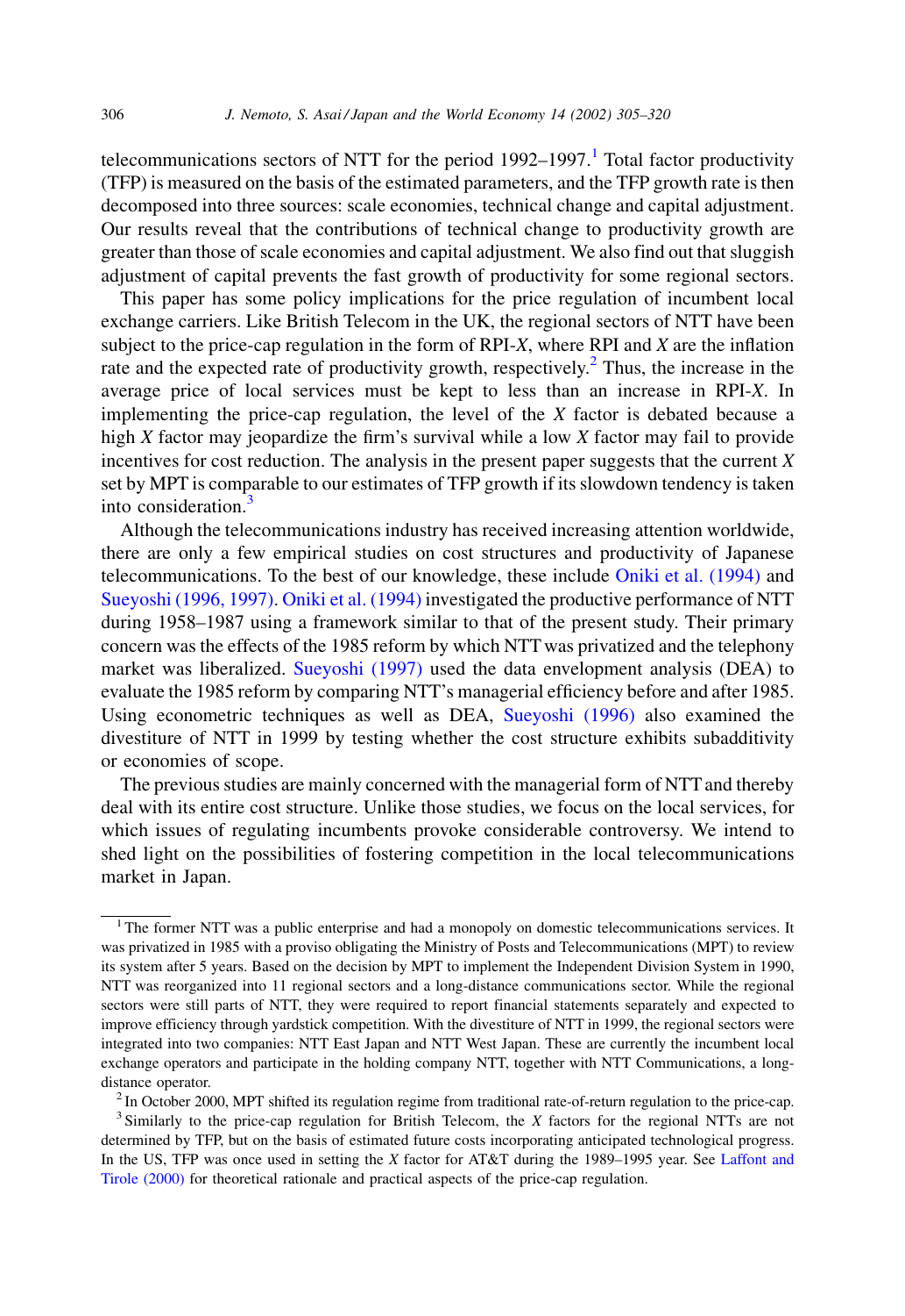telecommunications sectors of NTT for the period 1992–1997.[1] Total factor productivity (TFP) is measured on the basis of the estimated parameters, and the TFP growth rate is then decomposed into three sources: scale economies, technical change and capital adjustment. Our results reveal that the contributions of technical change to productivity growth are greater than those of scale economies and capital adjustment. We also find out that sluggish adjustment of capital prevents the fast growth of productivity for some regional sectors.

This paper has some policy implications for the price regulation of incumbent local exchange carriers. Like British Telecom in the UK, the regional sectors of NTT have been subject to the price-cap regulation in the form of RPI-*X*, where RPI and *X* are the inflation rate and the expected rate of productivity growth, respectively.[2] Thus, the increase in the average price of local services must be kept to less than an increase in RPI-*X*. In implementing the price-cap regulation, the level of the *X* factor is debated because a high *X* factor may jeopardize the firm's survival while a low *X* factor may fail to provide incentives for cost reduction. The analysis in the present paper suggests that the current *X* set by MPT is comparable to our estimates of TFP growth if its slowdown tendency is taken into consideration.[3]

Although the telecommunications industry has received increasing attention worldwide, there are only a few empirical studies on cost structures and productivity of Japanese telecommunications. To the best of our knowledge, these include Oniki et al. (1994) and Sueyoshi (1996, 1997). Oniki et al. (1994) investigated the productive performance of NTT during 1958–1987 using a framework similar to that of the present study. Their primary concern was the effects of the 1985 reform by which NTT was privatized and the telephony market was liberalized. Sueyoshi (1997) used the data envelopment analysis (DEA) to evaluate the 1985 reform by comparing NTT's managerial efficiency before and after 1985. Using econometric techniques as well as DEA, Sueyoshi (1996) also examined the divestiture of NTT in 1999 by testing whether the cost structure exhibits subadditivity or economies of scope.

The previous studies are mainly concerned with the managerial form of NTT and thereby deal with its entire cost structure. Unlike those studies, we focus on the local services, for which issues of regulating incumbents provoke considerable controversy. We intend to shed light on the possibilities of fostering competition in the local telecommunications market in Japan.

---

[1] The former NTT was a public enterprise and had a monopoly on domestic telecommunications services. It was privatized in 1985 with a proviso obligating the Ministry of Posts and Telecommunications (MPT) to review its system after 5 years. Based on the decision by MPT to implement the Independent Division System in 1990, NTT was reorganized into 11 regional sectors and a long-distance communications sector. While the regional sectors were still parts of NTT, they were required to report financial statements separately and expected to improve efficiency through yardstick competition. With the divestiture of NTT in 1999, the regional sectors were integrated into two companies: NTT East Japan and NTT West Japan. These are currently the incumbent local exchange operators and participate in the holding company NTT, together with NTT Communications, a long-distance operator.

[2] In October 2000, MPT shifted its regulation regime from traditional rate-of-return regulation to the price-cap.

[3] Similarly to the price-cap regulation for British Telecom, the *X* factors for the regional NTTs are not determined by TFP, but on the basis of estimated future costs incorporating anticipated technological progress. In the US, TFP was once used in setting the *X* factor for AT&T during the 1989–1995 year. See Laffont and Tirole (2000) for theoretical rationale and practical aspects of the price-cap regulation.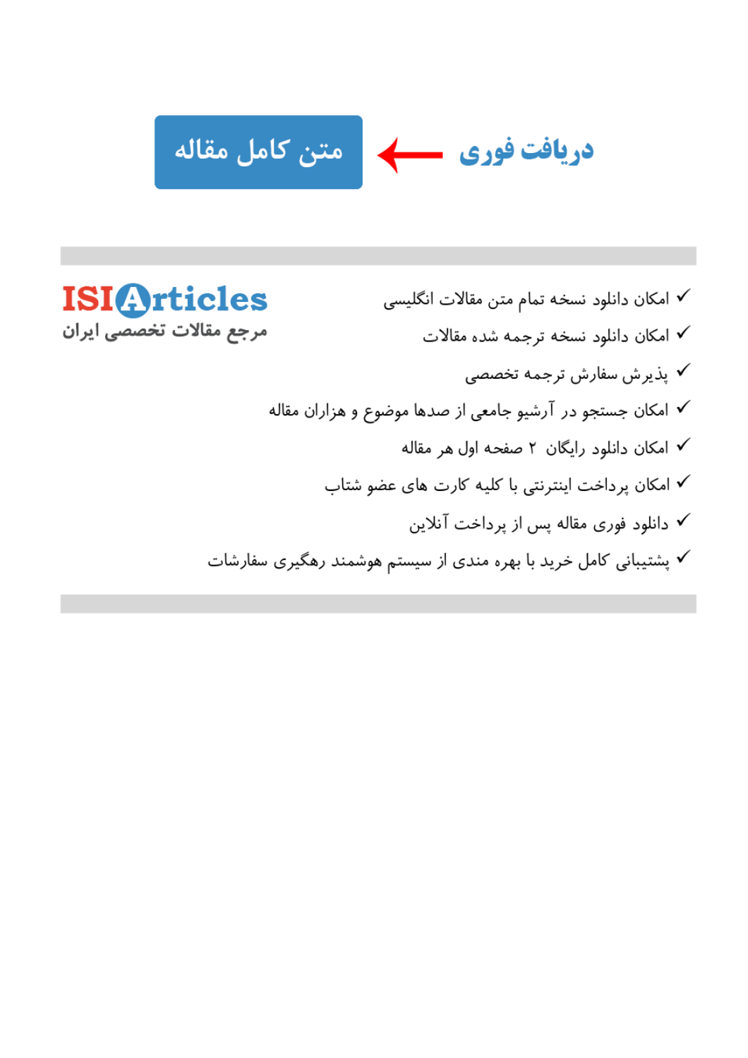دریافت فوری ← **متن کامل مقاله**

**ISIArticles**
مرجع مقالات تخصصی ایران

- ✓ امکان دانلود نسخه تمام متن مقالات انگلیسی
- ✓ امکان دانلود نسخه ترجمه شده مقالات
- ✓ پذیرش سفارش ترجمه تخصصی
- ✓ امکان جستجو در آرشیو جامعی از صدها موضوع و هزاران مقاله
- ✓ امکان دانلود رایگان ۲ صفحه اول هر مقاله
- ✓ امکان پرداخت اینترنتی با کلیه کارت های عضو شتاب
- ✓ دانلود فوری مقاله پس از پرداخت آنلاین
- ✓ پشتیبانی کامل خرید با بهره مندی از سیستم هوشمند رهگیری سفارشات